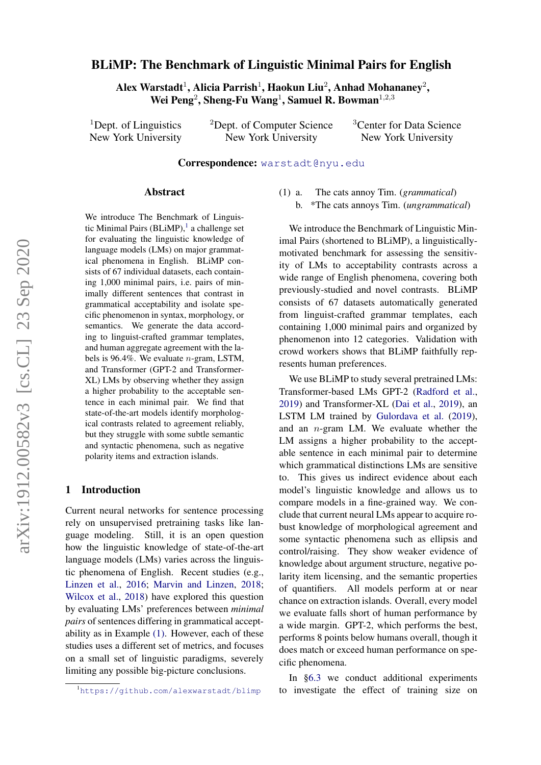# BLiMP: The Benchmark of Linguistic Minimal Pairs for English

**Alex Warstadt[1], Alicia Parrish[1], Haokun Liu[2], Anhad Mohananey[2], Wei Peng[2], Sheng-Fu Wang[1], Samuel R. Bowman[1,2,3]**

[1]Dept. of Linguistics, New York University

[2]Dept. of Computer Science, New York University

[3]Center for Data Science, New York University

**Correspondence:** warstadt@nyu.edu

## Abstract

We introduce The Benchmark of Linguistic Minimal Pairs (BLiMP),[1] a challenge set for evaluating the linguistic knowledge of language models (LMs) on major grammatical phenomena in English. BLiMP consists of 67 individual datasets, each containing 1,000 minimal pairs, i.e. pairs of minimally different sentences that contrast in grammatical acceptability and isolate specific phenomenon in syntax, morphology, or semantics. We generate the data according to linguist-crafted grammar templates, and human aggregate agreement with the labels is 96.4%. We evaluate $n$-gram, LSTM, and Transformer (GPT-2 and Transformer-XL) LMs by observing whether they assign a higher probability to the acceptable sentence in each minimal pair. We find that state-of-the-art models identify morphological contrasts related to agreement reliably, but they struggle with some subtle semantic and syntactic phenomena, such as negative polarity items and extraction islands.

## 1 Introduction

Current neural networks for sentence processing rely on unsupervised pretraining tasks like language modeling. Still, it is an open question how the linguistic knowledge of state-of-the-art language models (LMs) varies across the linguistic phenomena of English. Recent studies (e.g., Linzen et al., 2016; Marvin and Linzen, 2018; Wilcox et al., 2018) have explored this question by evaluating LMs' preferences between *minimal pairs* of sentences differing in grammatical acceptability as in Example (1). However, each of these studies uses a different set of metrics, and focuses on a small set of linguistic paradigms, severely limiting any possible big-picture conclusions.

(1) a. The cats annoy Tim. (*grammatical*)
    b. *The cats annoys Tim. (*ungrammatical*)

We introduce the Benchmark of Linguistic Minimal Pairs (shortened to BLiMP), a linguistically-motivated benchmark for assessing the sensitivity of LMs to acceptability contrasts across a wide range of English phenomena, covering both previously-studied and novel contrasts. BLiMP consists of 67 datasets automatically generated from linguist-crafted grammar templates, each containing 1,000 minimal pairs and organized by phenomenon into 12 categories. Validation with crowd workers shows that BLiMP faithfully represents human preferences.

We use BLiMP to study several pretrained LMs: Transformer-based LMs GPT-2 (Radford et al., 2019) and Transformer-XL (Dai et al., 2019), an LSTM LM trained by Gulordava et al. (2019), and an $n$-gram LM. We evaluate whether the LM assigns a higher probability to the acceptable sentence in each minimal pair to determine which grammatical distinctions LMs are sensitive to. This gives us indirect evidence about each model's linguistic knowledge and allows us to compare models in a fine-grained way. We conclude that current neural LMs appear to acquire robust knowledge of morphological agreement and some syntactic phenomena such as ellipsis and control/raising. They show weaker evidence of knowledge about argument structure, negative polarity item licensing, and the semantic properties of quantifiers. All models perform at or near chance on extraction islands. Overall, every model we evaluate falls short of human performance by a wide margin. GPT-2, which performs the best, performs 8 points below humans overall, though it does match or exceed human performance on specific phenomena.

In §6.3 we conduct additional experiments to investigate the effect of training size on

[1]https://github.com/alexwarstadt/blimp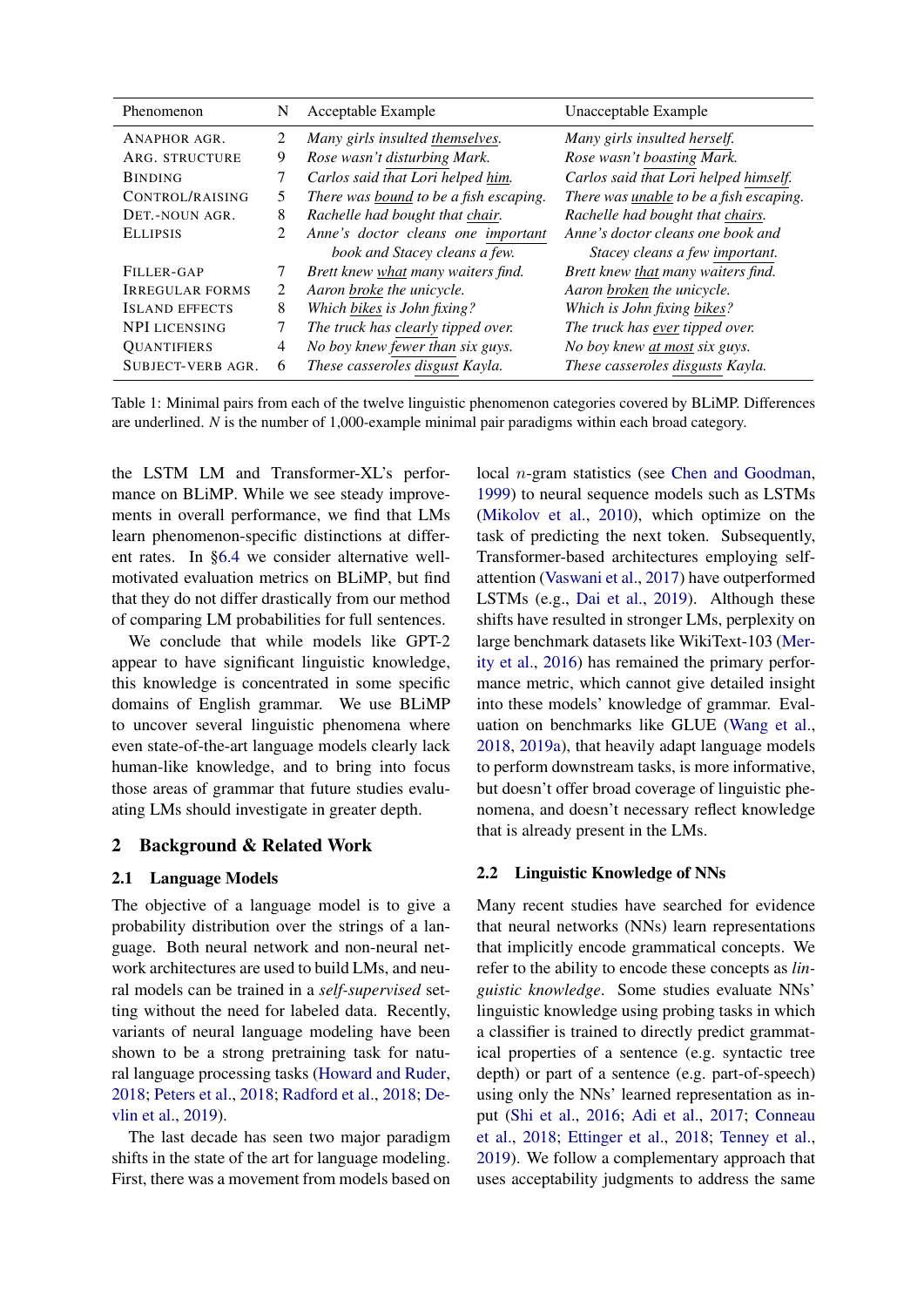| Phenomenon | N | Acceptable Example | Unacceptable Example |
|---|---|---|---|
| ANAPHOR AGR. | 2 | *Many girls insulted themselves.* | *Many girls insulted herself.* |
| ARG. STRUCTURE | 9 | *Rose wasn't disturbing Mark.* | *Rose wasn't boasting Mark.* |
| BINDING | 7 | *Carlos said that Lori helped him.* | *Carlos said that Lori helped himself.* |
| CONTROL/RAISING | 5 | *There was bound to be a fish escaping.* | *There was unable to be a fish escaping.* |
| DET.-NOUN AGR. | 8 | *Rachelle had bought that chair.* | *Rachelle had bought that chairs.* |
| ELLIPSIS | 2 | *Anne's doctor cleans one important book and Stacey cleans a few.* | *Anne's doctor cleans one book and Stacey cleans a few important.* |
| FILLER-GAP | 7 | *Brett knew what many waiters find.* | *Brett knew that many waiters find.* |
| IRREGULAR FORMS | 2 | *Aaron broke the unicycle.* | *Aaron broken the unicycle.* |
| ISLAND EFFECTS | 8 | *Which bikes is John fixing?* | *Which is John fixing bikes?* |
| NPI LICENSING | 7 | *The truck has clearly tipped over.* | *The truck has ever tipped over.* |
| QUANTIFIERS | 4 | *No boy knew fewer than six guys.* | *No boy knew at most six guys.* |
| SUBJECT-VERB AGR. | 6 | *These casseroles disgust Kayla.* | *These casseroles disgusts Kayla.* |

Table 1: Minimal pairs from each of the twelve linguistic phenomenon categories covered by BLiMP. Differences are underlined. *N* is the number of 1,000-example minimal pair paradigms within each broad category.

the LSTM LM and Transformer-XL's performance on BLiMP. While we see steady improvements in overall performance, we find that LMs learn phenomenon-specific distinctions at different rates. In §6.4 we consider alternative well-motivated evaluation metrics on BLiMP, but find that they do not differ drastically from our method of comparing LM probabilities for full sentences.

We conclude that while models like GPT-2 appear to have significant linguistic knowledge, this knowledge is concentrated in some specific domains of English grammar. We use BLiMP to uncover several linguistic phenomena where even state-of-the-art language models clearly lack human-like knowledge, and to bring into focus those areas of grammar that future studies evaluating LMs should investigate in greater depth.

## 2 Background & Related Work

### 2.1 Language Models

The objective of a language model is to give a probability distribution over the strings of a language. Both neural network and non-neural network architectures are used to build LMs, and neural models can be trained in a *self-supervised* setting without the need for labeled data. Recently, variants of neural language modeling have been shown to be a strong pretraining task for natural language processing tasks (Howard and Ruder, 2018; Peters et al., 2018; Radford et al., 2018; Devlin et al., 2019).

The last decade has seen two major paradigm shifts in the state of the art for language modeling. First, there was a movement from models based on local $n$-gram statistics (see Chen and Goodman, 1999) to neural sequence models such as LSTMs (Mikolov et al., 2010), which optimize on the task of predicting the next token. Subsequently, Transformer-based architectures employing self-attention (Vaswani et al., 2017) have outperformed LSTMs (e.g., Dai et al., 2019). Although these shifts have resulted in stronger LMs, perplexity on large benchmark datasets like WikiText-103 (Merity et al., 2016) has remained the primary performance metric, which cannot give detailed insight into these models' knowledge of grammar. Evaluation on benchmarks like GLUE (Wang et al., 2018, 2019a), that heavily adapt language models to perform downstream tasks, is more informative, but doesn't offer broad coverage of linguistic phenomena, and doesn't necessary reflect knowledge that is already present in the LMs.

### 2.2 Linguistic Knowledge of NNs

Many recent studies have searched for evidence that neural networks (NNs) learn representations that implicitly encode grammatical concepts. We refer to the ability to encode these concepts as *linguistic knowledge*. Some studies evaluate NNs' linguistic knowledge using probing tasks in which a classifier is trained to directly predict grammatical properties of a sentence (e.g. syntactic tree depth) or part of a sentence (e.g. part-of-speech) using only the NNs' learned representation as input (Shi et al., 2016; Adi et al., 2017; Conneau et al., 2018; Ettinger et al., 2018; Tenney et al., 2019). We follow a complementary approach that uses acceptability judgments to address the same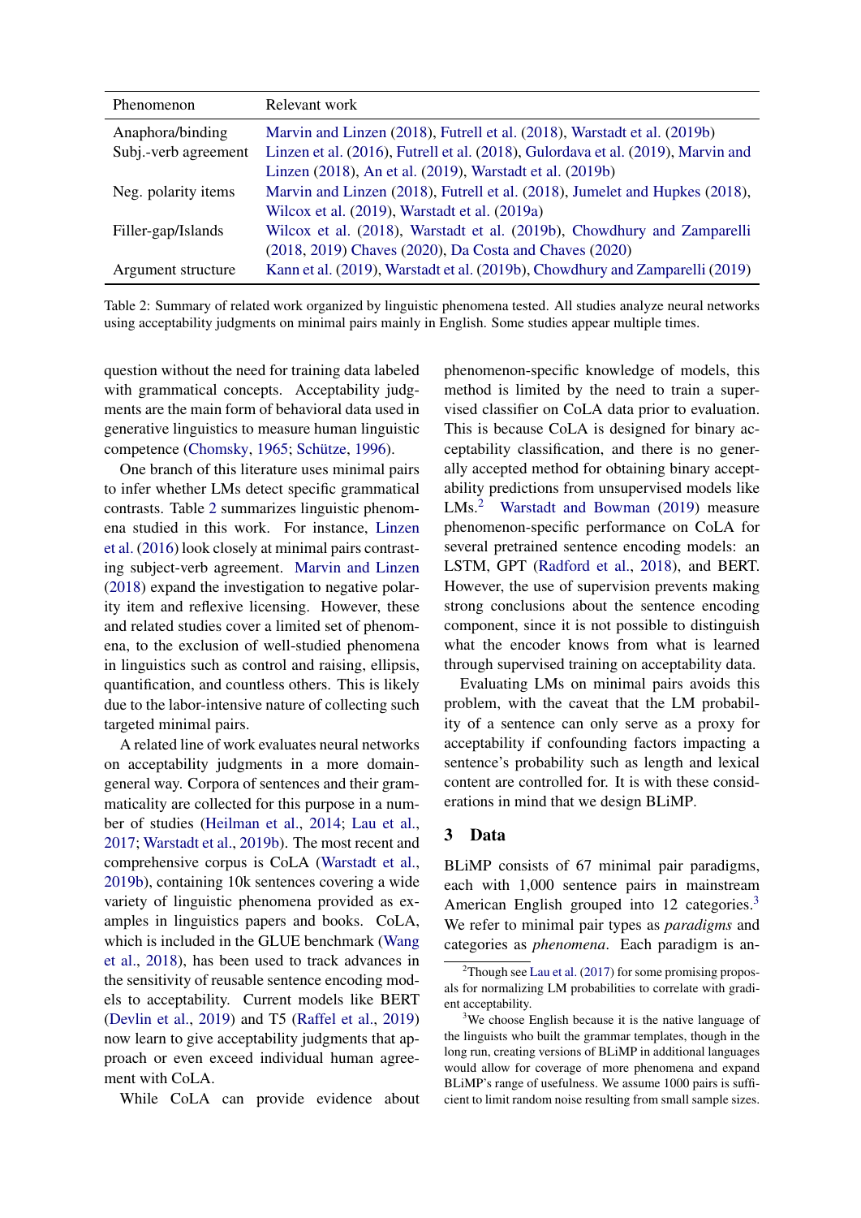| Phenomenon | Relevant work |
|---|---|
| Anaphora/binding | Marvin and Linzen (2018), Futrell et al. (2018), Warstadt et al. (2019b) |
| Subj.-verb agreement | Linzen et al. (2016), Futrell et al. (2018), Gulordava et al. (2019), Marvin and Linzen (2018), An et al. (2019), Warstadt et al. (2019b) |
| Neg. polarity items | Marvin and Linzen (2018), Futrell et al. (2018), Jumelet and Hupkes (2018), Wilcox et al. (2019), Warstadt et al. (2019a) |
| Filler-gap/Islands | Wilcox et al. (2018), Warstadt et al. (2019b), Chowdhury and Zamparelli (2018, 2019) Chaves (2020), Da Costa and Chaves (2020) |
| Argument structure | Kann et al. (2019), Warstadt et al. (2019b), Chowdhury and Zamparelli (2019) |

Table 2: Summary of related work organized by linguistic phenomena tested. All studies analyze neural networks using acceptability judgments on minimal pairs mainly in English. Some studies appear multiple times.

question without the need for training data labeled with grammatical concepts. Acceptability judgments are the main form of behavioral data used in generative linguistics to measure human linguistic competence (Chomsky, 1965; Schütze, 1996).

One branch of this literature uses minimal pairs to infer whether LMs detect specific grammatical contrasts. Table 2 summarizes linguistic phenomena studied in this work. For instance, Linzen et al. (2016) look closely at minimal pairs contrasting subject-verb agreement. Marvin and Linzen (2018) expand the investigation to negative polarity item and reflexive licensing. However, these and related studies cover a limited set of phenomena, to the exclusion of well-studied phenomena in linguistics such as control and raising, ellipsis, quantification, and countless others. This is likely due to the labor-intensive nature of collecting such targeted minimal pairs.

A related line of work evaluates neural networks on acceptability judgments in a more domain-general way. Corpora of sentences and their grammaticality are collected for this purpose in a number of studies (Heilman et al., 2014; Lau et al., 2017; Warstadt et al., 2019b). The most recent and comprehensive corpus is CoLA (Warstadt et al., 2019b), containing 10k sentences covering a wide variety of linguistic phenomena provided as examples in linguistics papers and books. CoLA, which is included in the GLUE benchmark (Wang et al., 2018), has been used to track advances in the sensitivity of reusable sentence encoding models to acceptability. Current models like BERT (Devlin et al., 2019) and T5 (Raffel et al., 2019) now learn to give acceptability judgments that approach or even exceed individual human agreement with CoLA.

While CoLA can provide evidence about phenomenon-specific knowledge of models, this method is limited by the need to train a supervised classifier on CoLA data prior to evaluation. This is because CoLA is designed for binary acceptability classification, and there is no generally accepted method for obtaining binary acceptability predictions from unsupervised models like LMs.[2] Warstadt and Bowman (2019) measure phenomenon-specific performance on CoLA for several pretrained sentence encoding models: an LSTM, GPT (Radford et al., 2018), and BERT. However, the use of supervision prevents making strong conclusions about the sentence encoding component, since it is not possible to distinguish what the encoder knows from what is learned through supervised training on acceptability data.

Evaluating LMs on minimal pairs avoids this problem, with the caveat that the LM probability of a sentence can only serve as a proxy for acceptability if confounding factors impacting a sentence's probability such as length and lexical content are controlled for. It is with these considerations in mind that we design BLiMP.

## 3 Data

BLiMP consists of 67 minimal pair paradigms, each with 1,000 sentence pairs in mainstream American English grouped into 12 categories.[3] We refer to minimal pair types as *paradigms* and categories as *phenomena*. Each paradigm is an-

[2] Though see Lau et al. (2017) for some promising proposals for normalizing LM probabilities to correlate with gradient acceptability.

[3] We choose English because it is the native language of the linguists who built the grammar templates, though in the long run, creating versions of BLiMP in additional languages would allow for coverage of more phenomena and expand BLiMP's range of usefulness. We assume 1000 pairs is sufficient to limit random noise resulting from small sample sizes.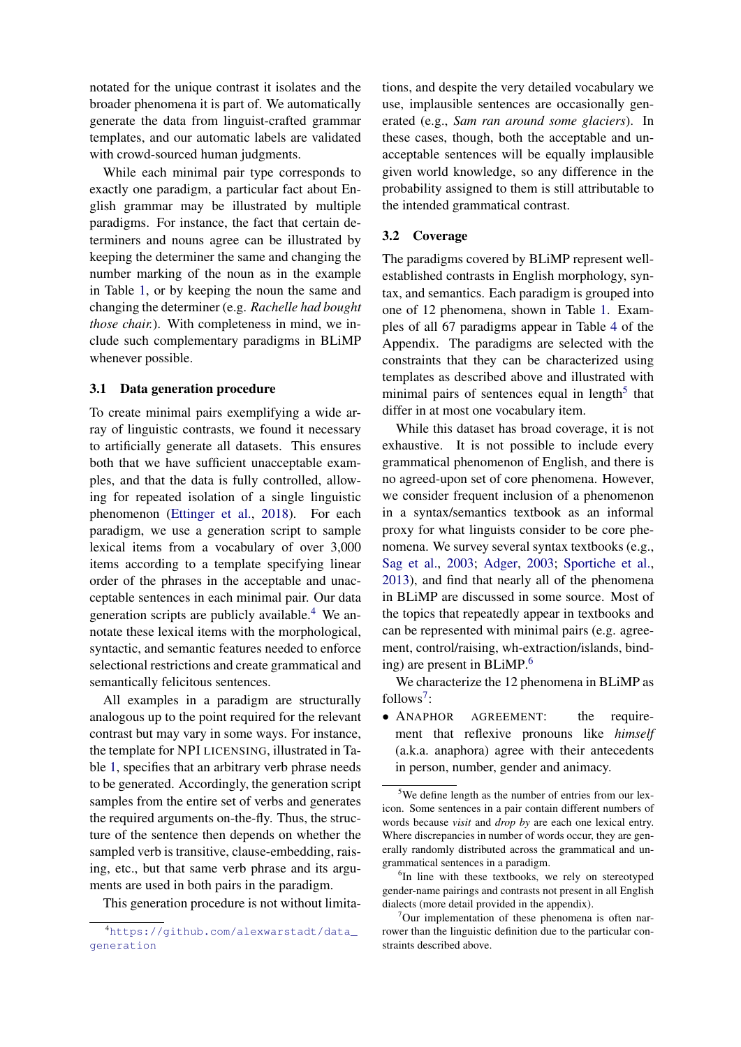notated for the unique contrast it isolates and the broader phenomena it is part of. We automatically generate the data from linguist-crafted grammar templates, and our automatic labels are validated with crowd-sourced human judgments.

While each minimal pair type corresponds to exactly one paradigm, a particular fact about English grammar may be illustrated by multiple paradigms. For instance, the fact that certain determiners and nouns agree can be illustrated by keeping the determiner the same and changing the number marking of the noun as in the example in Table 1, or by keeping the noun the same and changing the determiner (e.g. *Rachelle had bought those chair.*). With completeness in mind, we include such complementary paradigms in BLiMP whenever possible.

### 3.1 Data generation procedure

To create minimal pairs exemplifying a wide array of linguistic contrasts, we found it necessary to artificially generate all datasets. This ensures both that we have sufficient unacceptable examples, and that the data is fully controlled, allowing for repeated isolation of a single linguistic phenomenon (Ettinger et al., 2018). For each paradigm, we use a generation script to sample lexical items from a vocabulary of over 3,000 items according to a template specifying linear order of the phrases in the acceptable and unacceptable sentences in each minimal pair. Our data generation scripts are publicly available.[4] We annotate these lexical items with the morphological, syntactic, and semantic features needed to enforce selectional restrictions and create grammatical and semantically felicitous sentences.

All examples in a paradigm are structurally analogous up to the point required for the relevant contrast but may vary in some ways. For instance, the template for NPI LICENSING, illustrated in Table 1, specifies that an arbitrary verb phrase needs to be generated. Accordingly, the generation script samples from the entire set of verbs and generates the required arguments on-the-fly. Thus, the structure of the sentence then depends on whether the sampled verb is transitive, clause-embedding, raising, etc., but that same verb phrase and its arguments are used in both pairs in the paradigm.

This generation procedure is not without limitations, and despite the very detailed vocabulary we use, implausible sentences are occasionally generated (e.g., *Sam ran around some glaciers*). In these cases, though, both the acceptable and unacceptable sentences will be equally implausible given world knowledge, so any difference in the probability assigned to them is still attributable to the intended grammatical contrast.

### 3.2 Coverage

The paradigms covered by BLiMP represent well-established contrasts in English morphology, syntax, and semantics. Each paradigm is grouped into one of 12 phenomena, shown in Table 1. Examples of all 67 paradigms appear in Table 4 of the Appendix. The paradigms are selected with the constraints that they can be characterized using templates as described above and illustrated with minimal pairs of sentences equal in length[5] that differ in at most one vocabulary item.

While this dataset has broad coverage, it is not exhaustive. It is not possible to include every grammatical phenomenon of English, and there is no agreed-upon set of core phenomena. However, we consider frequent inclusion of a phenomenon in a syntax/semantics textbook as an informal proxy for what linguists consider to be core phenomena. We survey several syntax textbooks (e.g., Sag et al., 2003; Adger, 2003; Sportiche et al., 2013), and find that nearly all of the phenomena in BLiMP are discussed in some source. Most of the topics that repeatedly appear in textbooks and can be represented with minimal pairs (e.g. agreement, control/raising, wh-extraction/islands, binding) are present in BLiMP.[6]

We characterize the 12 phenomena in BLiMP as follows[7]:

- ANAPHOR AGREEMENT: the requirement that reflexive pronouns like *himself* (a.k.a. anaphora) agree with their antecedents in person, number, gender and animacy.

---

[4] https://github.com/alexwarstadt/data_generation

[5] We define length as the number of entries from our lexicon. Some sentences in a pair contain different numbers of words because *visit* and *drop by* are each one lexical entry. Where discrepancies in number of words occur, they are generally randomly distributed across the grammatical and ungrammatical sentences in a paradigm.

[6] In line with these textbooks, we rely on stereotyped gender-name pairings and contrasts not present in all English dialects (more detail provided in the appendix).

[7] Our implementation of these phenomena is often narrower than the linguistic definition due to the particular constraints described above.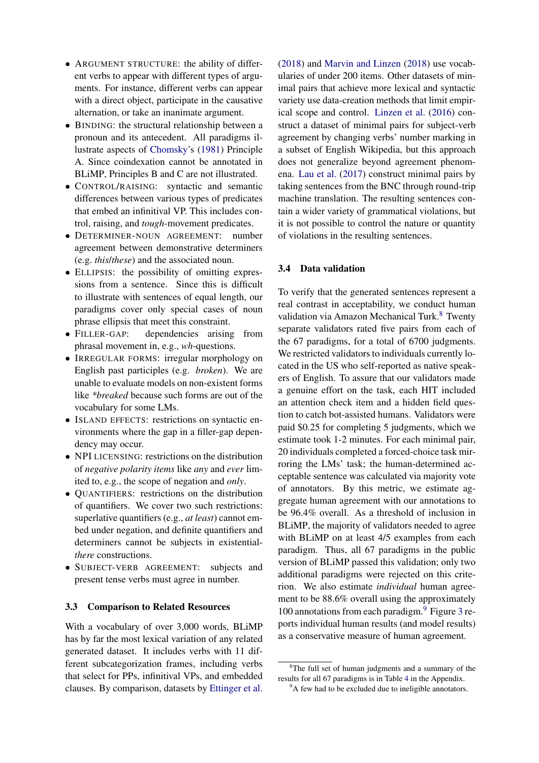- ARGUMENT STRUCTURE: the ability of different verbs to appear with different types of arguments. For instance, different verbs can appear with a direct object, participate in the causative alternation, or take an inanimate argument.
- BINDING: the structural relationship between a pronoun and its antecedent. All paradigms illustrate aspects of Chomsky's (1981) Principle A. Since coindexation cannot be annotated in BLiMP, Principles B and C are not illustrated.
- CONTROL/RAISING: syntactic and semantic differences between various types of predicates that embed an infinitival VP. This includes control, raising, and *tough*-movement predicates.
- DETERMINER-NOUN AGREEMENT: number agreement between demonstrative determiners (e.g. *this*/*these*) and the associated noun.
- ELLIPSIS: the possibility of omitting expressions from a sentence. Since this is difficult to illustrate with sentences of equal length, our paradigms cover only special cases of noun phrase ellipsis that meet this constraint.
- FILLER-GAP: dependencies arising from phrasal movement in, e.g., *wh*-questions.
- IRREGULAR FORMS: irregular morphology on English past participles (e.g. *broken*). We are unable to evaluate models on non-existent forms like *\*breaked* because such forms are out of the vocabulary for some LMs.
- ISLAND EFFECTS: restrictions on syntactic environments where the gap in a filler-gap dependency may occur.
- NPI LICENSING: restrictions on the distribution of *negative polarity items* like *any* and *ever* limited to, e.g., the scope of negation and *only*.
- QUANTIFIERS: restrictions on the distribution of quantifiers. We cover two such restrictions: superlative quantifiers (e.g., *at least*) cannot embed under negation, and definite quantifiers and determiners cannot be subjects in existential-*there* constructions.
- SUBJECT-VERB AGREEMENT: subjects and present tense verbs must agree in number.

### 3.3 Comparison to Related Resources

With a vocabulary of over 3,000 words, BLiMP has by far the most lexical variation of any related generated dataset. It includes verbs with 11 different subcategorization frames, including verbs that select for PPs, infinitival VPs, and embedded clauses. By comparison, datasets by Ettinger et al. (2018) and Marvin and Linzen (2018) use vocabularies of under 200 items. Other datasets of minimal pairs that achieve more lexical and syntactic variety use data-creation methods that limit empirical scope and control. Linzen et al. (2016) construct a dataset of minimal pairs for subject-verb agreement by changing verbs' number marking in a subset of English Wikipedia, but this approach does not generalize beyond agreement phenomena. Lau et al. (2017) construct minimal pairs by taking sentences from the BNC through round-trip machine translation. The resulting sentences contain a wider variety of grammatical violations, but it is not possible to control the nature or quantity of violations in the resulting sentences.

### 3.4 Data validation

To verify that the generated sentences represent a real contrast in acceptability, we conduct human validation via Amazon Mechanical Turk.[8] Twenty separate validators rated five pairs from each of the 67 paradigms, for a total of 6700 judgments. We restricted validators to individuals currently located in the US who self-reported as native speakers of English. To assure that our validators made a genuine effort on the task, each HIT included an attention check item and a hidden field question to catch bot-assisted humans. Validators were paid \$0.25 for completing 5 judgments, which we estimate took 1-2 minutes. For each minimal pair, 20 individuals completed a forced-choice task mirroring the LMs' task; the human-determined acceptable sentence was calculated via majority vote of annotators. By this metric, we estimate aggregate human agreement with our annotations to be 96.4% overall. As a threshold of inclusion in BLiMP, the majority of validators needed to agree with BLiMP on at least 4/5 examples from each paradigm. Thus, all 67 paradigms in the public version of BLiMP passed this validation; only two additional paradigms were rejected on this criterion. We also estimate *individual* human agreement to be 88.6% overall using the approximately 100 annotations from each paradigm.[9] Figure 3 reports individual human results (and model results) as a conservative measure of human agreement.

[8]The full set of human judgments and a summary of the results for all 67 paradigms is in Table 4 in the Appendix.

[9]A few had to be excluded due to ineligible annotators.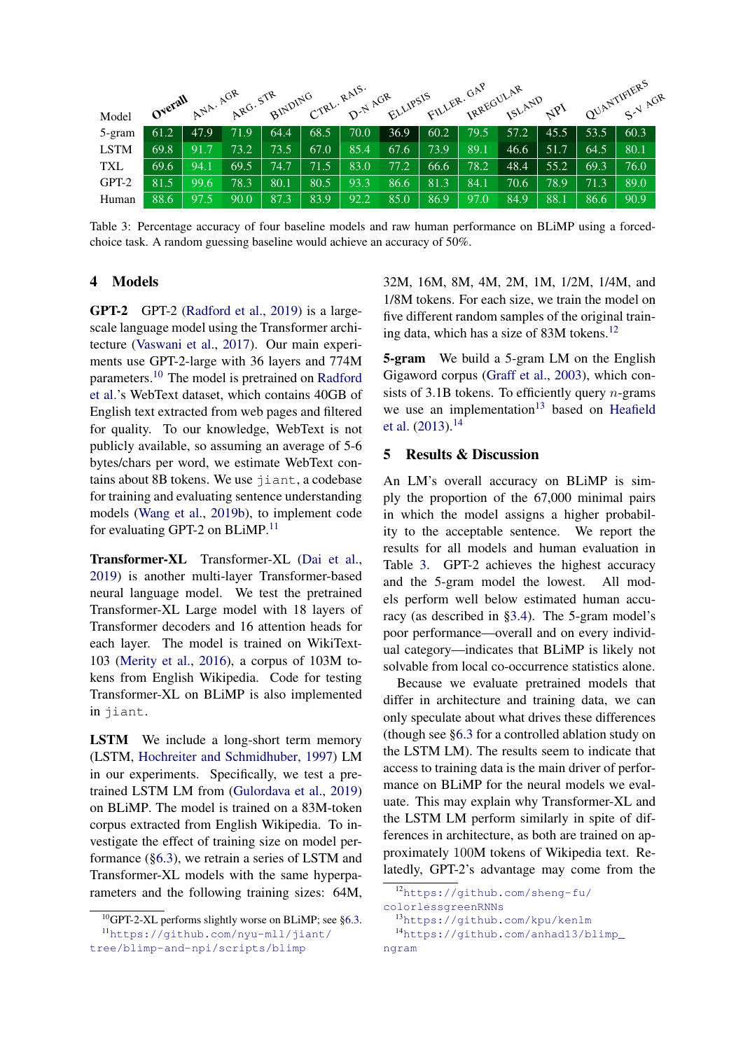| Model | Overall | ANA. AGR | ARG. STR | BINDING | CTRL. RAIS. | D-N AGR | ELLIPSIS | FILLER. GAP | IRREGULAR | ISLAND | NPI | QUANTIFIERS | S-V AGR |
|---|---|---|---|---|---|---|---|---|---|---|---|---|---|
| 5-gram | 61.2 | 47.9 | 71.9 | 64.4 | 68.5 | 70.0 | 36.9 | 60.2 | 79.5 | 57.2 | 45.5 | 53.5 | 60.3 |
| LSTM | 69.8 | 91.7 | 73.2 | 73.5 | 67.0 | 85.4 | 67.6 | 73.9 | 89.1 | 46.6 | 51.7 | 64.5 | 80.1 |
| TXL | 69.6 | 94.1 | 69.5 | 74.7 | 71.5 | 83.0 | 77.2 | 66.6 | 78.2 | 48.4 | 55.2 | 69.3 | 76.0 |
| GPT-2 | 81.5 | 99.6 | 78.3 | 80.1 | 80.5 | 93.3 | 86.6 | 81.3 | 84.1 | 70.6 | 78.9 | 71.3 | 89.0 |
| Human | 88.6 | 97.5 | 90.0 | 87.3 | 83.9 | 92.2 | 85.0 | 86.9 | 97.0 | 84.9 | 88.1 | 86.6 | 90.9 |

Table 3: Percentage accuracy of four baseline models and raw human performance on BLiMP using a forced-choice task. A random guessing baseline would achieve an accuracy of 50%.

## 4 Models

**GPT-2** GPT-2 (Radford et al., 2019) is a large-scale language model using the Transformer architecture (Vaswani et al., 2017). Our main experiments use GPT-2-large with 36 layers and 774M parameters.[10] The model is pretrained on Radford et al.'s WebText dataset, which contains 40GB of English text extracted from web pages and filtered for quality. To our knowledge, WebText is not publicly available, so assuming an average of 5-6 bytes/chars per word, we estimate WebText contains about 8B tokens. We use jiant, a codebase for training and evaluating sentence understanding models (Wang et al., 2019b), to implement code for evaluating GPT-2 on BLiMP.[11]

**Transformer-XL** Transformer-XL (Dai et al., 2019) is another multi-layer Transformer-based neural language model. We test the pretrained Transformer-XL Large model with 18 layers of Transformer decoders and 16 attention heads for each layer. The model is trained on WikiText-103 (Merity et al., 2016), a corpus of 103M tokens from English Wikipedia. Code for testing Transformer-XL on BLiMP is also implemented in jiant.

**LSTM** We include a long-short term memory (LSTM, Hochreiter and Schmidhuber, 1997) LM in our experiments. Specifically, we test a pretrained LSTM LM from (Gulordava et al., 2019) on BLiMP. The model is trained on a 83M-token corpus extracted from English Wikipedia. To investigate the effect of training size on model performance (§6.3), we retrain a series of LSTM and Transformer-XL models with the same hyperparameters and the following training sizes: 64M, 32M, 16M, 8M, 4M, 2M, 1M, 1/2M, 1/4M, and 1/8M tokens. For each size, we train the model on five different random samples of the original training data, which has a size of 83M tokens.[12]

**5-gram** We build a 5-gram LM on the English Gigaword corpus (Graff et al., 2003), which consists of 3.1B tokens. To efficiently query $n$-grams we use an implementation[13] based on Heafield et al. (2013).[14]

## 5 Results & Discussion

An LM's overall accuracy on BLiMP is simply the proportion of the 67,000 minimal pairs in which the model assigns a higher probability to the acceptable sentence. We report the results for all models and human evaluation in Table 3. GPT-2 achieves the highest accuracy and the 5-gram model the lowest. All models perform well below estimated human accuracy (as described in §3.4). The 5-gram model's poor performance—overall and on every individual category—indicates that BLiMP is likely not solvable from local co-occurrence statistics alone.

Because we evaluate pretrained models that differ in architecture and training data, we can only speculate about what drives these differences (though see §6.3 for a controlled ablation study on the LSTM LM). The results seem to indicate that access to training data is the main driver of performance on BLiMP for the neural models we evaluate. This may explain why Transformer-XL and the LSTM LM perform similarly in spite of differences in architecture, as both are trained on approximately 100M tokens of Wikipedia text. Relatedly, GPT-2's advantage may come from the

[10] GPT-2-XL performs slightly worse on BLiMP; see §6.3.

[11] https://github.com/nyu-mll/jiant/tree/blimp-and-npi/scripts/blimp

[12] https://github.com/sheng-fu/colorlessgreenRNNs

[13] https://github.com/kpu/kenlm

[14] https://github.com/anhad13/blimp_ngram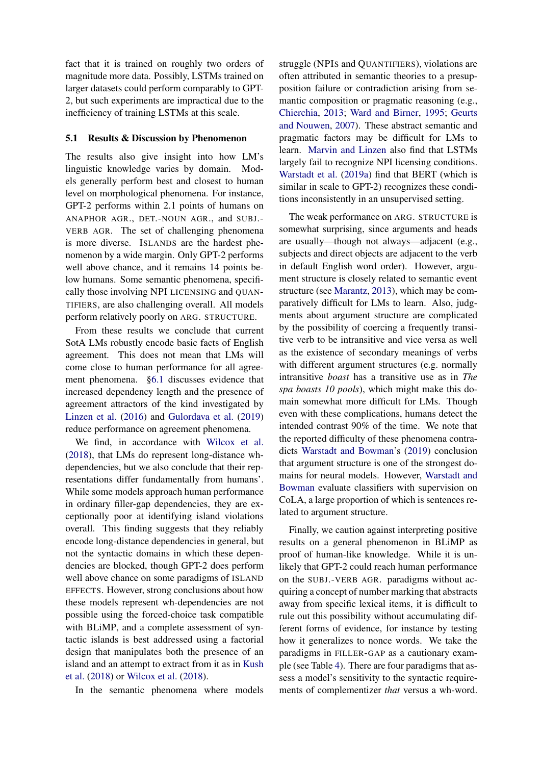fact that it is trained on roughly two orders of magnitude more data. Possibly, LSTMs trained on larger datasets could perform comparably to GPT-2, but such experiments are impractical due to the inefficiency of training LSTMs at this scale.

### 5.1 Results & Discussion by Phenomenon

The results also give insight into how LM's linguistic knowledge varies by domain. Models generally perform best and closest to human level on morphological phenomena. For instance, GPT-2 performs within 2.1 points of humans on ANAPHOR AGR., DET.-NOUN AGR., and SUBJ.-VERB AGR. The set of challenging phenomena is more diverse. ISLANDS are the hardest phenomenon by a wide margin. Only GPT-2 performs well above chance, and it remains 14 points below humans. Some semantic phenomena, specifically those involving NPI LICENSING and QUANTIFIERS, are also challenging overall. All models perform relatively poorly on ARG. STRUCTURE.

From these results we conclude that current SotA LMs robustly encode basic facts of English agreement. This does not mean that LMs will come close to human performance for all agreement phenomena. §6.1 discusses evidence that increased dependency length and the presence of agreement attractors of the kind investigated by Linzen et al. (2016) and Gulordava et al. (2019) reduce performance on agreement phenomena.

We find, in accordance with Wilcox et al. (2018), that LMs do represent long-distance wh-dependencies, but we also conclude that their representations differ fundamentally from humans'. While some models approach human performance in ordinary filler-gap dependencies, they are exceptionally poor at identifying island violations overall. This finding suggests that they reliably encode long-distance dependencies in general, but not the syntactic domains in which these dependencies are blocked, though GPT-2 does perform well above chance on some paradigms of ISLAND EFFECTS. However, strong conclusions about how these models represent wh-dependencies are not possible using the forced-choice task compatible with BLiMP, and a complete assessment of syntactic islands is best addressed using a factorial design that manipulates both the presence of an island and an attempt to extract from it as in Kush et al. (2018) or Wilcox et al. (2018).

In the semantic phenomena where models struggle (NPIs and QUANTIFIERS), violations are often attributed in semantic theories to a presupposition failure or contradiction arising from semantic composition or pragmatic reasoning (e.g., Chierchia, 2013; Ward and Birner, 1995; Geurts and Nouwen, 2007). These abstract semantic and pragmatic factors may be difficult for LMs to learn. Marvin and Linzen also find that LSTMs largely fail to recognize NPI licensing conditions. Warstadt et al. (2019a) find that BERT (which is similar in scale to GPT-2) recognizes these conditions inconsistently in an unsupervised setting.

The weak performance on ARG. STRUCTURE is somewhat surprising, since arguments and heads are usually—though not always—adjacent (e.g., subjects and direct objects are adjacent to the verb in default English word order). However, argument structure is closely related to semantic event structure (see Marantz, 2013), which may be comparatively difficult for LMs to learn. Also, judgments about argument structure are complicated by the possibility of coercing a frequently transitive verb to be intransitive and vice versa as well as the existence of secondary meanings of verbs with different argument structures (e.g. normally intransitive *boast* has a transitive use as in *The spa boasts 10 pools*), which might make this domain somewhat more difficult for LMs. Though even with these complications, humans detect the intended contrast 90% of the time. We note that the reported difficulty of these phenomena contradicts Warstadt and Bowman's (2019) conclusion that argument structure is one of the strongest domains for neural models. However, Warstadt and Bowman evaluate classifiers with supervision on CoLA, a large proportion of which is sentences related to argument structure.

Finally, we caution against interpreting positive results on a general phenomenon in BLiMP as proof of human-like knowledge. While it is unlikely that GPT-2 could reach human performance on the SUBJ.-VERB AGR. paradigms without acquiring a concept of number marking that abstracts away from specific lexical items, it is difficult to rule out this possibility without accumulating different forms of evidence, for instance by testing how it generalizes to nonce words. We take the paradigms in FILLER-GAP as a cautionary example (see Table 4). There are four paradigms that assess a model's sensitivity to the syntactic requirements of complementizer *that* versus a wh-word.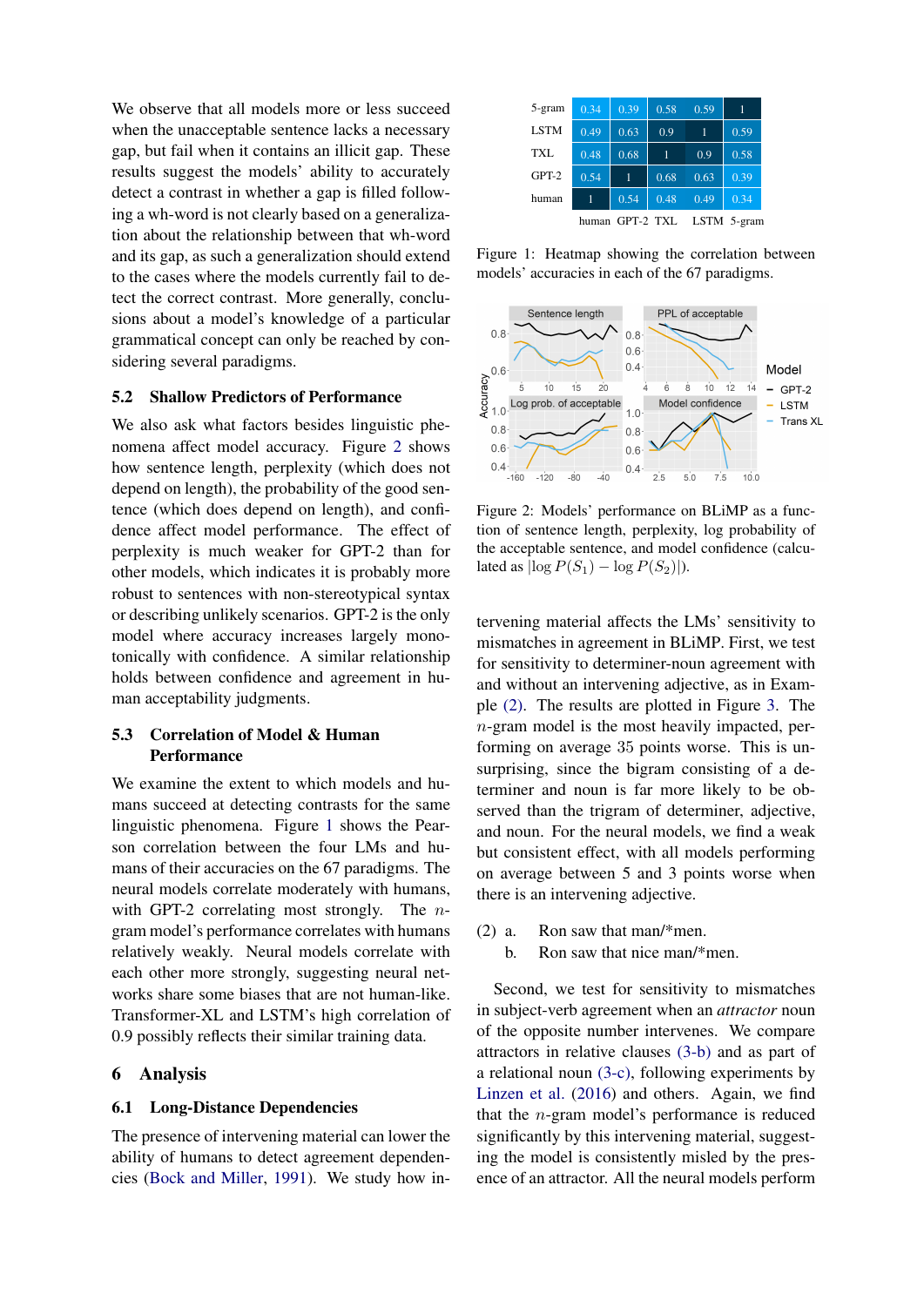We observe that all models more or less succeed when the unacceptable sentence lacks a necessary gap, but fail when it contains an illicit gap. These results suggest the models' ability to accurately detect a contrast in whether a gap is filled following a wh-word is not clearly based on a generalization about the relationship between that wh-word and its gap, as such a generalization should extend to the cases where the models currently fail to detect the correct contrast. More generally, conclusions about a model's knowledge of a particular grammatical concept can only be reached by considering several paradigms.

### 5.2 Shallow Predictors of Performance

We also ask what factors besides linguistic phenomena affect model accuracy. Figure 2 shows how sentence length, perplexity (which does not depend on length), the probability of the good sentence (which does depend on length), and confidence affect model performance. The effect of perplexity is much weaker for GPT-2 than for other models, which indicates it is probably more robust to sentences with non-stereotypical syntax or describing unlikely scenarios. GPT-2 is the only model where accuracy increases largely monotonically with confidence. A similar relationship holds between confidence and agreement in human acceptability judgments.

### 5.3 Correlation of Model & Human Performance

We examine the extent to which models and humans succeed at detecting contrasts for the same linguistic phenomena. Figure 1 shows the Pearson correlation between the four LMs and humans of their accuracies on the 67 paradigms. The neural models correlate moderately with humans, with GPT-2 correlating most strongly. The $n$-gram model's performance correlates with humans relatively weakly. Neural models correlate with each other more strongly, suggesting neural networks share some biases that are not human-like. Transformer-XL and LSTM's high correlation of 0.9 possibly reflects their similar training data.

|  | human | GPT-2 | TXL | LSTM | 5-gram |
|---|---|---|---|---|---|
| 5-gram | 0.34 | 0.39 | 0.58 | 0.59 | 1 |
| LSTM | 0.49 | 0.63 | 0.9 | 1 | 0.59 |
| TXL | 0.48 | 0.68 | 1 | 0.9 | 0.58 |
| GPT-2 | 0.54 | 1 | 0.68 | 0.63 | 0.39 |
| human | 1 | 0.54 | 0.48 | 0.49 | 0.34 |

Figure 1: Heatmap showing the correlation between models' accuracies in each of the 67 paradigms.

Figure 2: Models' performance on BLiMP as a function of sentence length, perplexity, log probability of the acceptable sentence, and model confidence (calculated as $|\log P(S_1) - \log P(S_2)|$).

## 6 Analysis

### 6.1 Long-Distance Dependencies

The presence of intervening material can lower the ability of humans to detect agreement dependencies (Bock and Miller, 1991). We study how intervening material affects the LMs' sensitivity to mismatches in agreement in BLiMP. First, we test for sensitivity to determiner-noun agreement with and without an intervening adjective, as in Example (2). The results are plotted in Figure 3. The $n$-gram model is the most heavily impacted, performing on average 35 points worse. This is unsurprising, since the bigram consisting of a determiner and noun is far more likely to be observed than the trigram of determiner, adjective, and noun. For the neural models, we find a weak but consistent effect, with all models performing on average between 5 and 3 points worse when there is an intervening adjective.

(2) a. Ron saw that man/*men.
   b. Ron saw that nice man/*men.

Second, we test for sensitivity to mismatches in subject-verb agreement when an *attractor* noun of the opposite number intervenes. We compare attractors in relative clauses (3-b) and as part of a relational noun (3-c), following experiments by Linzen et al. (2016) and others. Again, we find that the $n$-gram model's performance is reduced significantly by this intervening material, suggesting the model is consistently misled by the presence of an attractor. All the neural models perform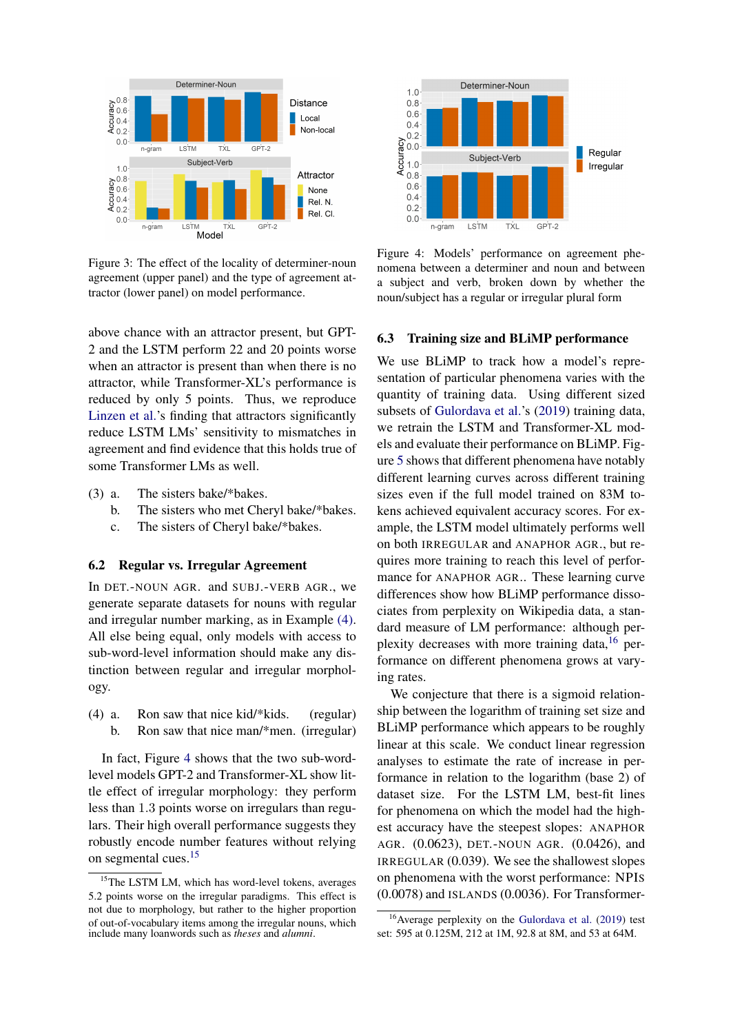Figure 3: The effect of the locality of determiner-noun agreement (upper panel) and the type of agreement attractor (lower panel) on model performance.

Figure 4: Models' performance on agreement phenomena between a determiner and noun and between a subject and verb, broken down by whether the noun/subject has a regular or irregular plural form

above chance with an attractor present, but GPT-2 and the LSTM perform 22 and 20 points worse when an attractor is present than when there is no attractor, while Transformer-XL's performance is reduced by only 5 points. Thus, we reproduce Linzen et al.'s finding that attractors significantly reduce LSTM LMs' sensitivity to mismatches in agreement and find evidence that this holds true of some Transformer LMs as well.

(3) a. The sisters bake/*bakes.
 b. The sisters who met Cheryl bake/*bakes.
 c. The sisters of Cheryl bake/*bakes.

### 6.2 Regular vs. Irregular Agreement

In DET.-NOUN AGR. and SUBJ.-VERB AGR., we generate separate datasets for nouns with regular and irregular number marking, as in Example (4). All else being equal, only models with access to sub-word-level information should make any distinction between regular and irregular morphology.

(4) a. Ron saw that nice kid/*kids. (regular)
 b. Ron saw that nice man/*men. (irregular)

In fact, Figure 4 shows that the two sub-word-level models GPT-2 and Transformer-XL show little effect of irregular morphology: they perform less than 1.3 points worse on irregulars than regulars. Their high overall performance suggests they robustly encode number features without relying on segmental cues.[15]

### 6.3 Training size and BLiMP performance

We use BLiMP to track how a model's representation of particular phenomena varies with the quantity of training data. Using different sized subsets of Gulordava et al.'s (2019) training data, we retrain the LSTM and Transformer-XL models and evaluate their performance on BLiMP. Figure 5 shows that different phenomena have notably different learning curves across different training sizes even if the full model trained on 83M tokens achieved equivalent accuracy scores. For example, the LSTM model ultimately performs well on both IRREGULAR and ANAPHOR AGR., but requires more training to reach this level of performance for ANAPHOR AGR.. These learning curve differences show how BLiMP performance dissociates from perplexity on Wikipedia data, a standard measure of LM performance: although perplexity decreases with more training data,[16] performance on different phenomena grows at varying rates.

We conjecture that there is a sigmoid relationship between the logarithm of training set size and BLiMP performance which appears to be roughly linear at this scale. We conduct linear regression analyses to estimate the rate of increase in performance in relation to the logarithm (base 2) of dataset size. For the LSTM LM, best-fit lines for phenomena on which the model had the highest accuracy have the steepest slopes: ANAPHOR AGR. (0.0623), DET.-NOUN AGR. (0.0426), and IRREGULAR (0.039). We see the shallowest slopes on phenomena with the worst performance: NPIs (0.0078) and ISLANDS (0.0036). For Transformer-

[15] The LSTM LM, which has word-level tokens, averages 5.2 points worse on the irregular paradigms. This effect is not due to morphology, but rather to the higher proportion of out-of-vocabulary items among the irregular nouns, which include many loanwords such as *theses* and *alumni*.

[16] Average perplexity on the Gulordava et al. (2019) test set: 595 at 0.125M, 212 at 1M, 92.8 at 8M, and 53 at 64M.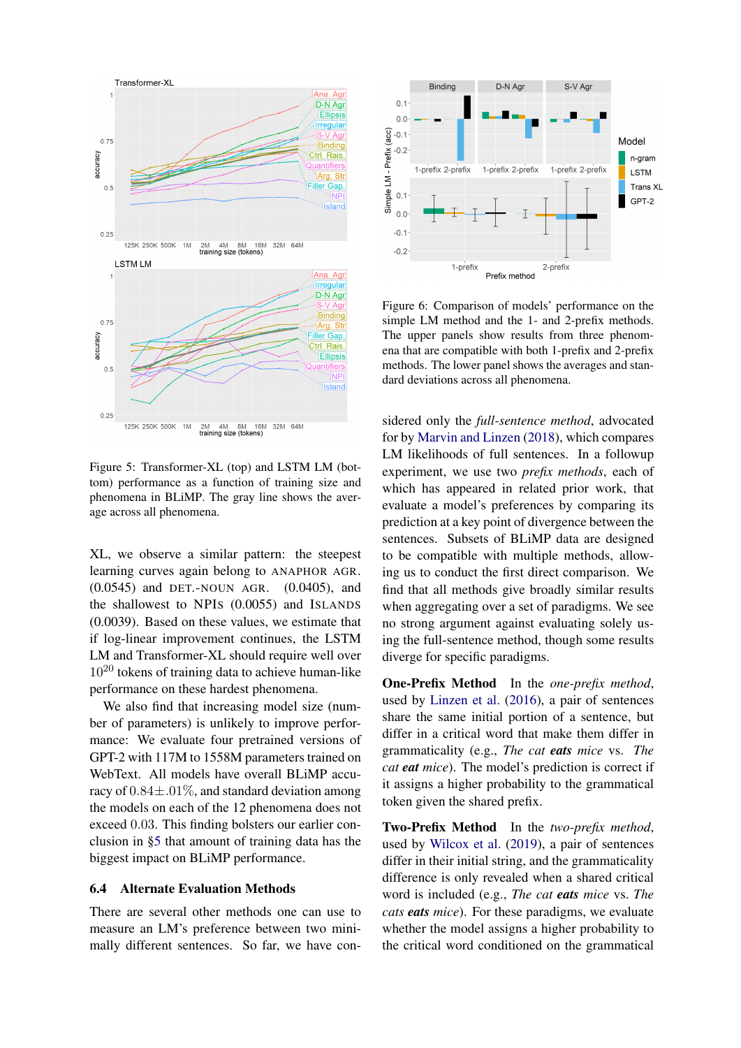Figure 5: Transformer-XL (top) and LSTM LM (bottom) performance as a function of training size and phenomena in BLiMP. The gray line shows the average across all phenomena.

Figure 6: Comparison of models' performance on the simple LM method and the 1- and 2-prefix methods. The upper panels show results from three phenomena that are compatible with both 1-prefix and 2-prefix methods. The lower panel shows the averages and standard deviations across all phenomena.

XL, we observe a similar pattern: the steepest learning curves again belong to ANAPHOR AGR. (0.0545) and DET.-NOUN AGR. (0.0405), and the shallowest to NPIS (0.0055) and ISLANDS (0.0039). Based on these values, we estimate that if log-linear improvement continues, the LSTM LM and Transformer-XL should require well over $10^{20}$ tokens of training data to achieve human-like performance on these hardest phenomena.

We also find that increasing model size (number of parameters) is unlikely to improve performance: We evaluate four pretrained versions of GPT-2 with 117M to 1558M parameters trained on WebText. All models have overall BLiMP accuracy of $0.84 \pm .01\%$, and standard deviation among the models on each of the 12 phenomena does not exceed 0.03. This finding bolsters our earlier conclusion in §5 that amount of training data has the biggest impact on BLiMP performance.

## 6.4 Alternate Evaluation Methods

There are several other methods one can use to measure an LM's preference between two minimally different sentences. So far, we have considered only the *full-sentence method*, advocated for by Marvin and Linzen (2018), which compares LM likelihoods of full sentences. In a followup experiment, we use two *prefix methods*, each of which has appeared in related prior work, that evaluate a model's preferences by comparing its prediction at a key point of divergence between the sentences. Subsets of BLiMP data are designed to be compatible with multiple methods, allowing us to conduct the first direct comparison. We find that all methods give broadly similar results when aggregating over a set of paradigms. We see no strong argument against evaluating solely using the full-sentence method, though some results diverge for specific paradigms.

**One-Prefix Method** In the *one-prefix method*, used by Linzen et al. (2016), a pair of sentences share the same initial portion of a sentence, but differ in a critical word that make them differ in grammaticality (e.g., *The cat **eats** mice* vs. *The cat **eat** mice*). The model's prediction is correct if it assigns a higher probability to the grammatical token given the shared prefix.

**Two-Prefix Method** In the *two-prefix method*, used by Wilcox et al. (2019), a pair of sentences differ in their initial string, and the grammaticality difference is only revealed when a shared critical word is included (e.g., *The cat **eats** mice* vs. *The cats **eats** mice*). For these paradigms, we evaluate whether the model assigns a higher probability to the critical word conditioned on the grammatical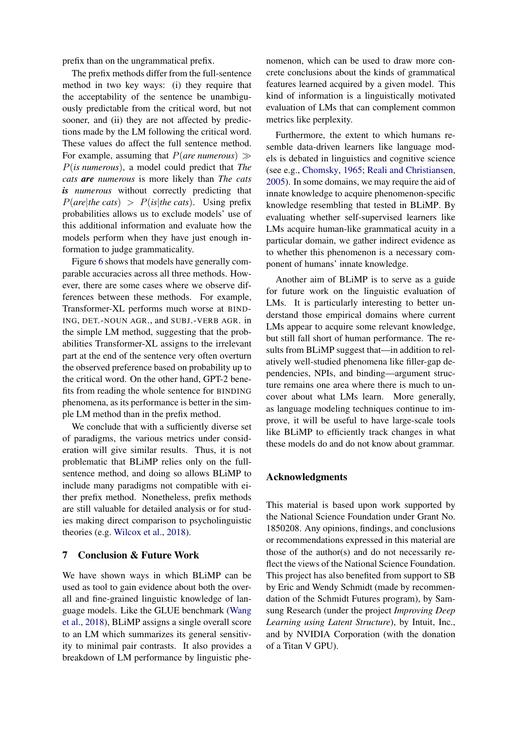prefix than on the ungrammatical prefix.

The prefix methods differ from the full-sentence method in two key ways: (i) they require that the acceptability of the sentence be unambiguously predictable from the critical word, but not sooner, and (ii) they are not affected by predictions made by the LM following the critical word. These values do affect the full sentence method. For example, assuming that $P(\textit{are numerous}) \gg P(\textit{is numerous})$, a model could predict that *The cats **are** numerous* is more likely than *The cats **is** numerous* without correctly predicting that $P(\textit{are}|\textit{the cats}) > P(\textit{is}|\textit{the cats})$. Using prefix probabilities allows us to exclude models' use of this additional information and evaluate how the models perform when they have just enough information to judge grammaticality.

Figure 6 shows that models have generally comparable accuracies across all three methods. However, there are some cases where we observe differences between these methods. For example, Transformer-XL performs much worse at BINDING, DET.-NOUN AGR., and SUBJ.-VERB AGR. in the simple LM method, suggesting that the probabilities Transformer-XL assigns to the irrelevant part at the end of the sentence very often overturn the observed preference based on probability up to the critical word. On the other hand, GPT-2 benefits from reading the whole sentence for BINDING phenomena, as its performance is better in the simple LM method than in the prefix method.

We conclude that with a sufficiently diverse set of paradigms, the various metrics under consideration will give similar results. Thus, it is not problematic that BLiMP relies only on the full-sentence method, and doing so allows BLiMP to include many paradigms not compatible with either prefix method. Nonetheless, prefix methods are still valuable for detailed analysis or for studies making direct comparison to psycholinguistic theories (e.g. Wilcox et al., 2018).

## 7 Conclusion & Future Work

We have shown ways in which BLiMP can be used as tool to gain evidence about both the overall and fine-grained linguistic knowledge of language models. Like the GLUE benchmark (Wang et al., 2018), BLiMP assigns a single overall score to an LM which summarizes its general sensitivity to minimal pair contrasts. It also provides a breakdown of LM performance by linguistic phenomenon, which can be used to draw more concrete conclusions about the kinds of grammatical features learned acquired by a given model. This kind of information is a linguistically motivated evaluation of LMs that can complement common metrics like perplexity.

Furthermore, the extent to which humans resemble data-driven learners like language models is debated in linguistics and cognitive science (see e.g., Chomsky, 1965; Reali and Christiansen, 2005). In some domains, we may require the aid of innate knowledge to acquire phenomenon-specific knowledge resembling that tested in BLiMP. By evaluating whether self-supervised learners like LMs acquire human-like grammatical acuity in a particular domain, we gather indirect evidence as to whether this phenomenon is a necessary component of humans' innate knowledge.

Another aim of BLiMP is to serve as a guide for future work on the linguistic evaluation of LMs. It is particularly interesting to better understand those empirical domains where current LMs appear to acquire some relevant knowledge, but still fall short of human performance. The results from BLiMP suggest that—in addition to relatively well-studied phenomena like filler-gap dependencies, NPIs, and binding—argument structure remains one area where there is much to uncover about what LMs learn. More generally, as language modeling techniques continue to improve, it will be useful to have large-scale tools like BLiMP to efficiently track changes in what these models do and do not know about grammar.

## Acknowledgments

This material is based upon work supported by the National Science Foundation under Grant No. 1850208. Any opinions, findings, and conclusions or recommendations expressed in this material are those of the author(s) and do not necessarily reflect the views of the National Science Foundation. This project has also benefited from support to SB by Eric and Wendy Schmidt (made by recommendation of the Schmidt Futures program), by Samsung Research (under the project *Improving Deep Learning using Latent Structure*), by Intuit, Inc., and by NVIDIA Corporation (with the donation of a Titan V GPU).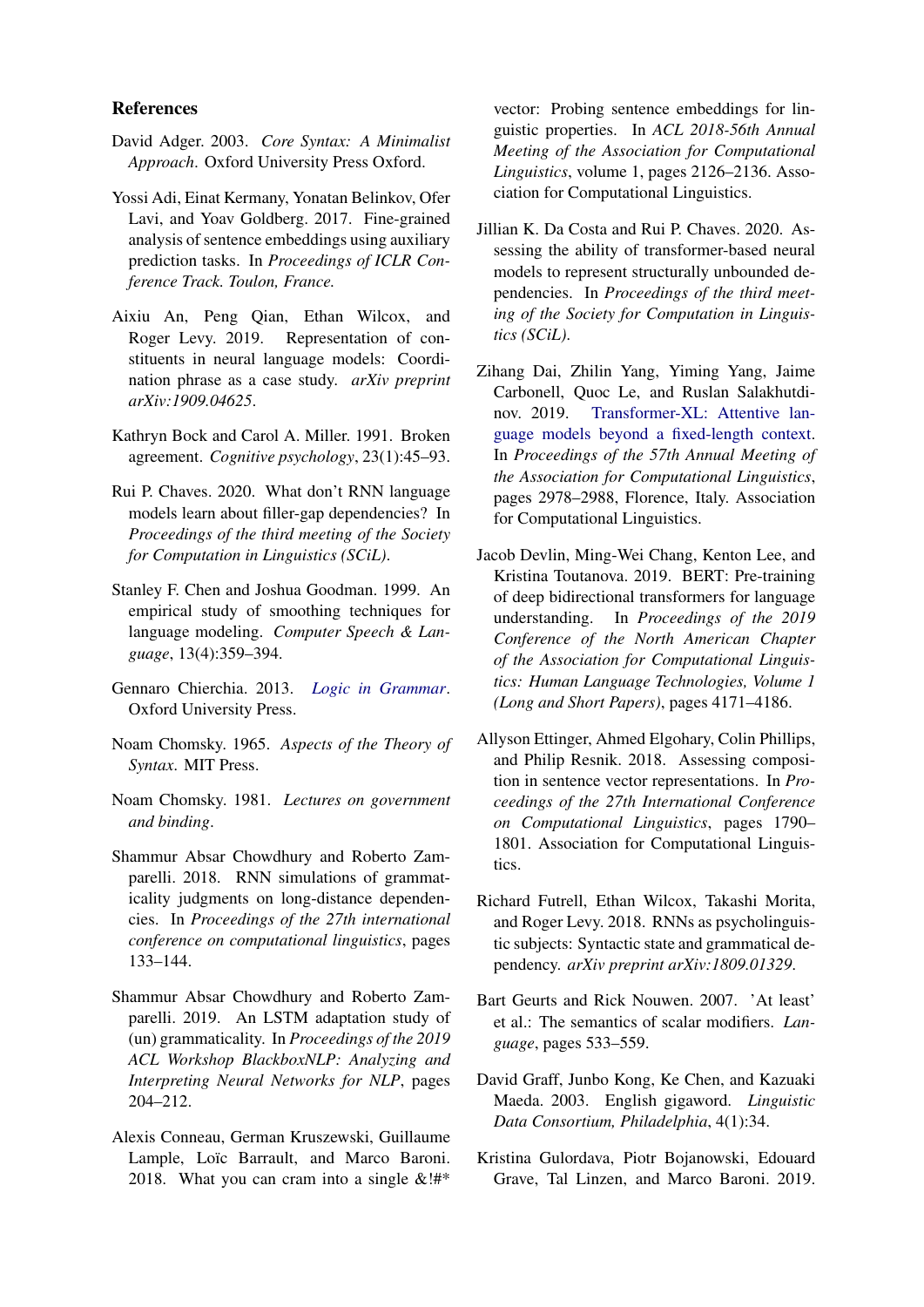## References

David Adger. 2003. *Core Syntax: A Minimalist Approach*. Oxford University Press Oxford.

Yossi Adi, Einat Kermany, Yonatan Belinkov, Ofer Lavi, and Yoav Goldberg. 2017. Fine-grained analysis of sentence embeddings using auxiliary prediction tasks. In *Proceedings of ICLR Conference Track. Toulon, France.*

Aixiu An, Peng Qian, Ethan Wilcox, and Roger Levy. 2019. Representation of constituents in neural language models: Coordination phrase as a case study. *arXiv preprint arXiv:1909.04625*.

Kathryn Bock and Carol A. Miller. 1991. Broken agreement. *Cognitive psychology*, 23(1):45–93.

Rui P. Chaves. 2020. What don't RNN language models learn about filler-gap dependencies? In *Proceedings of the third meeting of the Society for Computation in Linguistics (SCiL)*.

Stanley F. Chen and Joshua Goodman. 1999. An empirical study of smoothing techniques for language modeling. *Computer Speech & Language*, 13(4):359–394.

Gennaro Chierchia. 2013. *Logic in Grammar*. Oxford University Press.

Noam Chomsky. 1965. *Aspects of the Theory of Syntax*. MIT Press.

Noam Chomsky. 1981. *Lectures on government and binding*.

Shammur Absar Chowdhury and Roberto Zamparelli. 2018. RNN simulations of grammaticality judgments on long-distance dependencies. In *Proceedings of the 27th international conference on computational linguistics*, pages 133–144.

Shammur Absar Chowdhury and Roberto Zamparelli. 2019. An LSTM adaptation study of (un) grammaticality. In *Proceedings of the 2019 ACL Workshop BlackboxNLP: Analyzing and Interpreting Neural Networks for NLP*, pages 204–212.

Alexis Conneau, German Kruszewski, Guillaume Lample, Loïc Barrault, and Marco Baroni. 2018. What you can cram into a single &!#* vector: Probing sentence embeddings for linguistic properties. In *ACL 2018-56th Annual Meeting of the Association for Computational Linguistics*, volume 1, pages 2126–2136. Association for Computational Linguistics.

Jillian K. Da Costa and Rui P. Chaves. 2020. Assessing the ability of transformer-based neural models to represent structurally unbounded dependencies. In *Proceedings of the third meeting of the Society for Computation in Linguistics (SCiL)*.

Zihang Dai, Zhilin Yang, Yiming Yang, Jaime Carbonell, Quoc Le, and Ruslan Salakhutdinov. 2019. Transformer-XL: Attentive language models beyond a fixed-length context. In *Proceedings of the 57th Annual Meeting of the Association for Computational Linguistics*, pages 2978–2988, Florence, Italy. Association for Computational Linguistics.

Jacob Devlin, Ming-Wei Chang, Kenton Lee, and Kristina Toutanova. 2019. BERT: Pre-training of deep bidirectional transformers for language understanding. In *Proceedings of the 2019 Conference of the North American Chapter of the Association for Computational Linguistics: Human Language Technologies, Volume 1 (Long and Short Papers)*, pages 4171–4186.

Allyson Ettinger, Ahmed Elgohary, Colin Phillips, and Philip Resnik. 2018. Assessing composition in sentence vector representations. In *Proceedings of the 27th International Conference on Computational Linguistics*, pages 1790–1801. Association for Computational Linguistics.

Richard Futrell, Ethan Wilcox, Takashi Morita, and Roger Levy. 2018. RNNs as psycholinguistic subjects: Syntactic state and grammatical dependency. *arXiv preprint arXiv:1809.01329*.

Bart Geurts and Rick Nouwen. 2007. 'At least' et al.: The semantics of scalar modifiers. *Language*, pages 533–559.

David Graff, Junbo Kong, Ke Chen, and Kazuaki Maeda. 2003. English gigaword. *Linguistic Data Consortium, Philadelphia*, 4(1):34.

Kristina Gulordava, Piotr Bojanowski, Edouard Grave, Tal Linzen, and Marco Baroni. 2019.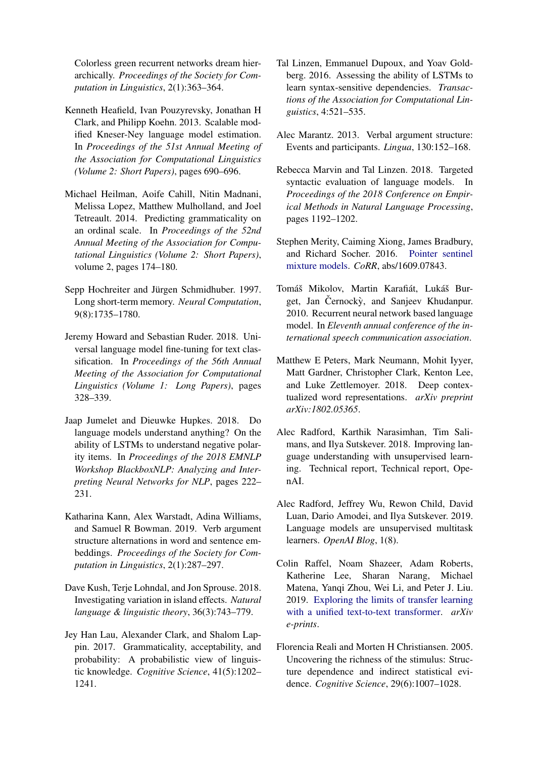Colorless green recurrent networks dream hierarchically. *Proceedings of the Society for Computation in Linguistics*, 2(1):363–364.

Kenneth Heafield, Ivan Pouzyrevsky, Jonathan H Clark, and Philipp Koehn. 2013. Scalable modified Kneser-Ney language model estimation. In *Proceedings of the 51st Annual Meeting of the Association for Computational Linguistics (Volume 2: Short Papers)*, pages 690–696.

Michael Heilman, Aoife Cahill, Nitin Madnani, Melissa Lopez, Matthew Mulholland, and Joel Tetreault. 2014. Predicting grammaticality on an ordinal scale. In *Proceedings of the 52nd Annual Meeting of the Association for Computational Linguistics (Volume 2: Short Papers)*, volume 2, pages 174–180.

Sepp Hochreiter and Jürgen Schmidhuber. 1997. Long short-term memory. *Neural Computation*, 9(8):1735–1780.

Jeremy Howard and Sebastian Ruder. 2018. Universal language model fine-tuning for text classification. In *Proceedings of the 56th Annual Meeting of the Association for Computational Linguistics (Volume 1: Long Papers)*, pages 328–339.

Jaap Jumelet and Dieuwke Hupkes. 2018. Do language models understand anything? On the ability of LSTMs to understand negative polarity items. In *Proceedings of the 2018 EMNLP Workshop BlackboxNLP: Analyzing and Interpreting Neural Networks for NLP*, pages 222–231.

Katharina Kann, Alex Warstadt, Adina Williams, and Samuel R Bowman. 2019. Verb argument structure alternations in word and sentence embeddings. *Proceedings of the Society for Computation in Linguistics*, 2(1):287–297.

Dave Kush, Terje Lohndal, and Jon Sprouse. 2018. Investigating variation in island effects. *Natural language & linguistic theory*, 36(3):743–779.

Jey Han Lau, Alexander Clark, and Shalom Lappin. 2017. Grammaticality, acceptability, and probability: A probabilistic view of linguistic knowledge. *Cognitive Science*, 41(5):1202–1241.

Tal Linzen, Emmanuel Dupoux, and Yoav Goldberg. 2016. Assessing the ability of LSTMs to learn syntax-sensitive dependencies. *Transactions of the Association for Computational Linguistics*, 4:521–535.

Alec Marantz. 2013. Verbal argument structure: Events and participants. *Lingua*, 130:152–168.

Rebecca Marvin and Tal Linzen. 2018. Targeted syntactic evaluation of language models. In *Proceedings of the 2018 Conference on Empirical Methods in Natural Language Processing*, pages 1192–1202.

Stephen Merity, Caiming Xiong, James Bradbury, and Richard Socher. 2016. Pointer sentinel mixture models. *CoRR*, abs/1609.07843.

Tomáš Mikolov, Martin Karafiát, Lukáš Burget, Jan Černockỳ, and Sanjeev Khudanpur. 2010. Recurrent neural network based language model. In *Eleventh annual conference of the international speech communication association*.

Matthew E Peters, Mark Neumann, Mohit Iyyer, Matt Gardner, Christopher Clark, Kenton Lee, and Luke Zettlemoyer. 2018. Deep contextualized word representations. *arXiv preprint arXiv:1802.05365*.

Alec Radford, Karthik Narasimhan, Tim Salimans, and Ilya Sutskever. 2018. Improving language understanding with unsupervised learning. Technical report, Technical report, OpenAI.

Alec Radford, Jeffrey Wu, Rewon Child, David Luan, Dario Amodei, and Ilya Sutskever. 2019. Language models are unsupervised multitask learners. *OpenAI Blog*, 1(8).

Colin Raffel, Noam Shazeer, Adam Roberts, Katherine Lee, Sharan Narang, Michael Matena, Yanqi Zhou, Wei Li, and Peter J. Liu. 2019. Exploring the limits of transfer learning with a unified text-to-text transformer. *arXiv e-prints*.

Florencia Reali and Morten H Christiansen. 2005. Uncovering the richness of the stimulus: Structure dependence and indirect statistical evidence. *Cognitive Science*, 29(6):1007–1028.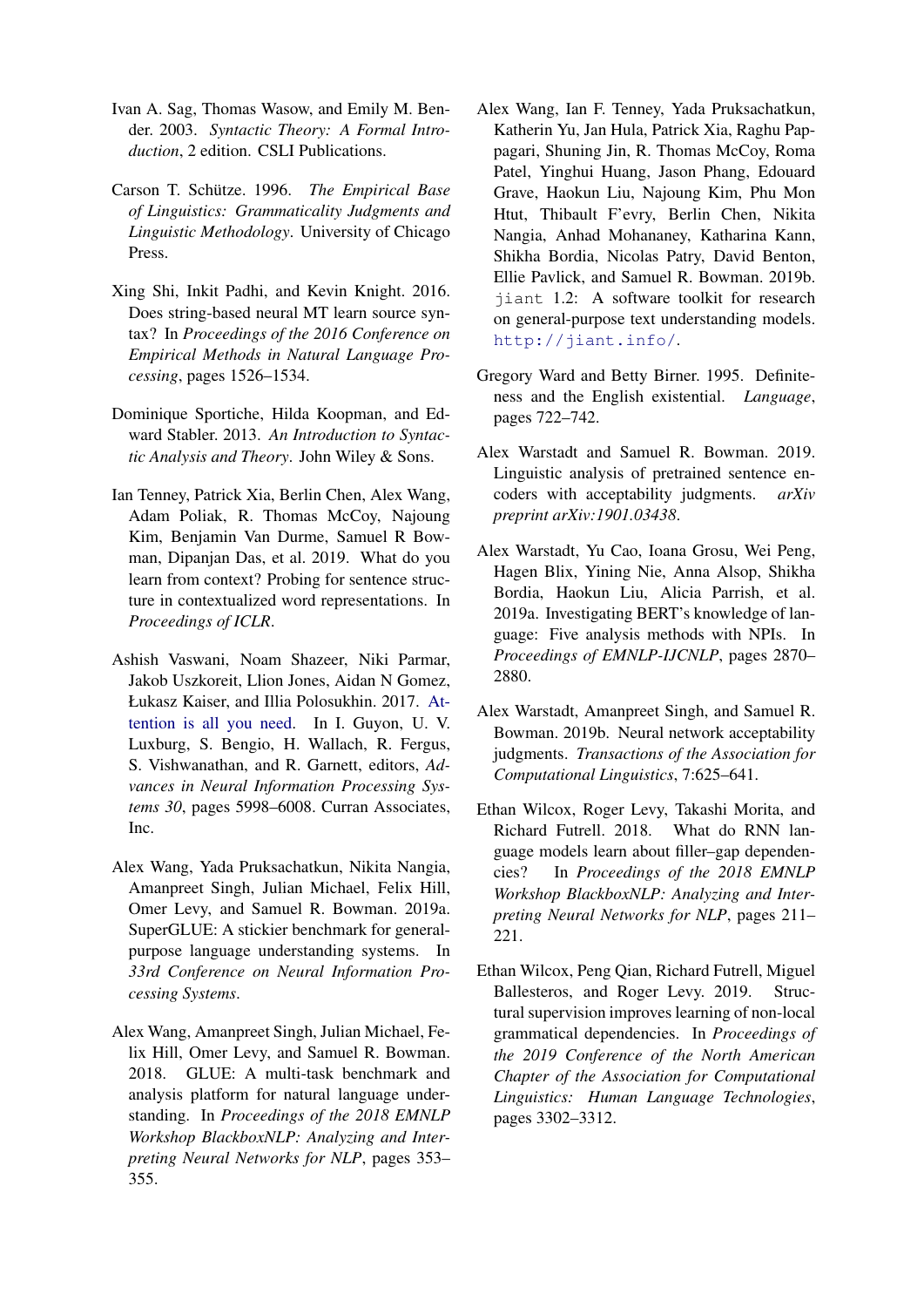Ivan A. Sag, Thomas Wasow, and Emily M. Bender. 2003. *Syntactic Theory: A Formal Introduction*, 2 edition. CSLI Publications.

Carson T. Schütze. 1996. *The Empirical Base of Linguistics: Grammaticality Judgments and Linguistic Methodology*. University of Chicago Press.

Xing Shi, Inkit Padhi, and Kevin Knight. 2016. Does string-based neural MT learn source syntax? In *Proceedings of the 2016 Conference on Empirical Methods in Natural Language Processing*, pages 1526–1534.

Dominique Sportiche, Hilda Koopman, and Edward Stabler. 2013. *An Introduction to Syntactic Analysis and Theory*. John Wiley & Sons.

Ian Tenney, Patrick Xia, Berlin Chen, Alex Wang, Adam Poliak, R. Thomas McCoy, Najoung Kim, Benjamin Van Durme, Samuel R Bowman, Dipanjan Das, et al. 2019. What do you learn from context? Probing for sentence structure in contextualized word representations. In *Proceedings of ICLR*.

Ashish Vaswani, Noam Shazeer, Niki Parmar, Jakob Uszkoreit, Llion Jones, Aidan N Gomez, Łukasz Kaiser, and Illia Polosukhin. 2017. Attention is all you need. In I. Guyon, U. V. Luxburg, S. Bengio, H. Wallach, R. Fergus, S. Vishwanathan, and R. Garnett, editors, *Advances in Neural Information Processing Systems 30*, pages 5998–6008. Curran Associates, Inc.

Alex Wang, Yada Pruksachatkun, Nikita Nangia, Amanpreet Singh, Julian Michael, Felix Hill, Omer Levy, and Samuel R. Bowman. 2019a. SuperGLUE: A stickier benchmark for general-purpose language understanding systems. In *33rd Conference on Neural Information Processing Systems*.

Alex Wang, Amanpreet Singh, Julian Michael, Felix Hill, Omer Levy, and Samuel R. Bowman. 2018. GLUE: A multi-task benchmark and analysis platform for natural language understanding. In *Proceedings of the 2018 EMNLP Workshop BlackboxNLP: Analyzing and Interpreting Neural Networks for NLP*, pages 353–355.

Alex Wang, Ian F. Tenney, Yada Pruksachatkun, Katherin Yu, Jan Hula, Patrick Xia, Raghu Pappagari, Shuning Jin, R. Thomas McCoy, Roma Patel, Yinghui Huang, Jason Phang, Edouard Grave, Haokun Liu, Najoung Kim, Phu Mon Htut, Thibault F'evry, Berlin Chen, Nikita Nangia, Anhad Mohananey, Katharina Kann, Shikha Bordia, Nicolas Patry, David Benton, Ellie Pavlick, and Samuel R. Bowman. 2019b. `jiant` 1.2: A software toolkit for research on general-purpose text understanding models. `http://jiant.info/`.

Gregory Ward and Betty Birner. 1995. Definiteness and the English existential. *Language*, pages 722–742.

Alex Warstadt and Samuel R. Bowman. 2019. Linguistic analysis of pretrained sentence encoders with acceptability judgments. *arXiv preprint arXiv:1901.03438*.

Alex Warstadt, Yu Cao, Ioana Grosu, Wei Peng, Hagen Blix, Yining Nie, Anna Alsop, Shikha Bordia, Haokun Liu, Alicia Parrish, et al. 2019a. Investigating BERT's knowledge of language: Five analysis methods with NPIs. In *Proceedings of EMNLP-IJCNLP*, pages 2870–2880.

Alex Warstadt, Amanpreet Singh, and Samuel R. Bowman. 2019b. Neural network acceptability judgments. *Transactions of the Association for Computational Linguistics*, 7:625–641.

Ethan Wilcox, Roger Levy, Takashi Morita, and Richard Futrell. 2018. What do RNN language models learn about filler–gap dependencies? In *Proceedings of the 2018 EMNLP Workshop BlackboxNLP: Analyzing and Interpreting Neural Networks for NLP*, pages 211–221.

Ethan Wilcox, Peng Qian, Richard Futrell, Miguel Ballesteros, and Roger Levy. 2019. Structural supervision improves learning of non-local grammatical dependencies. In *Proceedings of the 2019 Conference of the North American Chapter of the Association for Computational Linguistics: Human Language Technologies*, pages 3302–3312.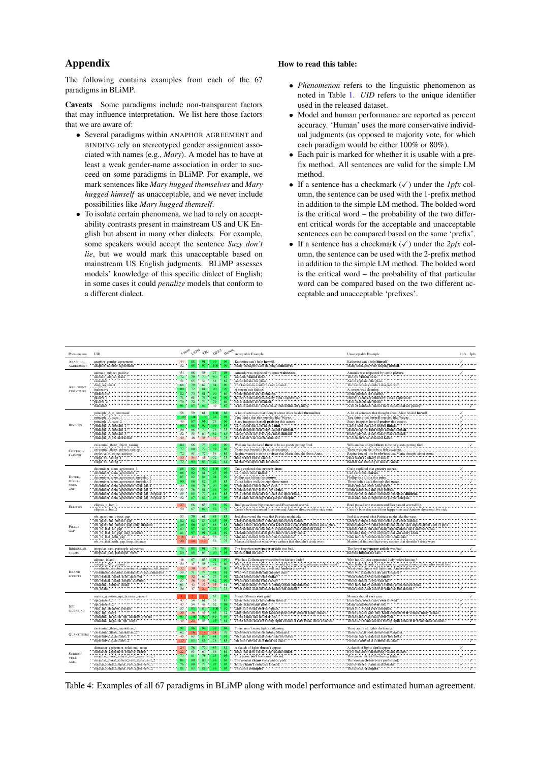## Appendix

The following contains examples from each of the 67 paradigms in BLiMP.

**Caveats** Some paradigms include non-transparent factors that may influence interpretation. We list here those factors that we are aware of:

- Several paradigms within ANAPHOR AGREEMENT and BINDING rely on stereotyped gender assignment associated with names (e.g., *Mary*). A model has to have at least a weak gender-name association in order to succeed on some paradigms in BLiMP. For example, we mark sentences like *Mary hugged themselves* and *Mary hugged himself* as unacceptable, and we never include possibilities like *Mary hugged themself*.
- To isolate certain phenomena, we had to rely on acceptability contrasts present in mainstream US and UK English but absent in many other dialects. For example, some speakers would accept the sentence *Suzy don't lie*, but we would mark this unacceptable based on mainstream US English judgments. BLiMP assesses models' knowledge of this specific dialect of English; in some cases it could *penalize* models that conform to a different dialect.

### How to read this table:

- *Phenomenon* refers to the linguistic phenomenon as noted in Table 1. *UID* refers to the unique identifier used in the released dataset.
- Model and human performance are reported as percent accuracy. 'Human' uses the more conservative individual judgments (as opposed to majority vote, for which each paradigm would be either 100% or 80%).
- Each pair is marked for whether it is usable with a prefix method. All sentences are valid for the simple LM method.
- If a sentence has a checkmark (✓) under the *1pfx* column, the sentence can be used with the 1-prefix method in addition to the simple LM method. The bolded word is the critical word – the probability of the two different critical words for the acceptable and unacceptable sentences can be compared based on the same 'prefix'.
- If a sentence has a checkmark (✓) under the *2pfx* column, the sentence can be used with the 2-prefix method in addition to the simple LM method. The bolded word is the critical word – the probability of that particular word can be compared based on the two different acceptable and unacceptable 'prefixes'.

| Phenomenon | UID | 5-gram | LSTM | TXL | GPT-2 | Human | Acceptable Example | Unacceptable Example | 1pfx | 2pfx |
|---|---|---|---|---|---|---|---|---|---|---|
| ANAPHOR AGREEMENT | anaphor_gender_agreement | 44 | 88 | 91 | 99 | 96 | Katherine can't help **herself**. | Katherine can't help **himself**. | ✓ | |
| | anaphor_number_agreement | 52 | 95 | 97 | 100 | 99 | Many teenagers were helping **themselves**. | Many teenagers were helping **herself**. | ✓ | |
| ARGUMENT STRUCTURE | animate_subject_passive | 54 | 68 | 58 | 77 | 98 | Amanda was respected by some **waitresses**. | Amanda was respected by some **picture**. | ✓ | |
| | animate_subject_trans | 72 | 79 | 70 | 80 | 87 | Danielle **visited** Irene. | The eye **visited** Irene. | | ✓ |
| | causative | 51 | 65 | 54 | 68 | 82 | Aaron breaks the glass. | Aaron appeared the glass. | | |
| | drop_argument | 68 | 79 | 67 | 84 | 90 | The Lutherans couldn't skate around. | The Lutherans couldn't disagree with. | | |
| | inchoative | 89 | 72 | 81 | 90 | 95 | A screen was fading. | A screen was cleaning. | | |
| | intransitive | 82 | 73 | 81 | 90 | 86 | Some glaciers are vaporizing. | Some glaciers are scaring. | | |
| | passive_1 | 71 | 65 | 76 | 89 | 99 | Jeffrey's sons are insulted by Tina's supervisor. | Jeffrey's sons are smiled by Tina's supervisor. | | |
| | passive_2 | 70 | 72 | 74 | 79 | 86 | Most cashiers are disliked. | Most cashiers are flirted. | | |
| | transitive | 91 | 87 | 89 | 49 | 87 | A lot of actresses' nieces have toured **that** art gallery. | A lot of actresses' nieces have coped **that** art gallery. | | ✓ |
| BINDING | principle_A_c_command | 58 | 59 | 61 | 100 | 86 | A lot of actresses that thought about Alice healed **themselves**. | A lot of actresses that thought about Alice healed **herself**. | ✓ | |
| | principle_A_case_1 | 100 | 100 | 100 | 96 | 98 | Tara thinks that **she** sounded like Wayne. | Tara thinks that **herself** sounded like Wayne. | ✓ | |
| | principle_A_case_2 | 49 | 87 | 95 | 73 | 96 | Stacy imagines herself **praising** this actress. | Stacy imagines herself **praises** this actress. | ✓ | |
| | principle_A_domain_1 | 95 | 98 | 99 | 99 | 95 | Carlos said that Lori helped **him**. | Carlos said that Lori helped **himself**. | ✓ | |
| | principle_A_domain_2 | 56 | 68 | 70 | 73 | 75 | Mark imagines Erin might admire **herself**. | Mark imagines Erin might admire **himself**. | ✓ | |
| | principle_A_domain_3 | 52 | 55 | 60 | 82 | 83 | Nancy could say every guy hides **himself**. | Every guy could say Nancy hides **himself**. | | ✓ |
| | principle_A_reconstruction | 40 | 46 | 38 | 37 | 78 | It's herself who Karen criticized. | It's herself who criticized Karen. | | |
| CONTROL/ RAISING | existential_there_object_raising | 84 | 66 | 76 | 92 | 90 | William has declared **there** to be no guests getting fired. | William has obliged **there** to be no guests getting fired. | | ✓ |
| | existential_there_subject_raising | 77 | 80 | 79 | 89 | 88 | There was bound to be a fish escaping. | There was unable to be a fish escaping. | | |
| | expletive_it_object_raising | 72 | 63 | 72 | 58 | 86 | Regina wanted it to be **obvious** that Maria thought about Anna. | Regina forced it to be **obvious** that Maria thought about Anna. | | ✓ |
| | tough_vs_raising_1 | 33 | 34 | 45 | 72 | 75 | Julia wasn't fun to talk to. | Julia wasn't unlikely to talk to. | | |
| | tough_vs_raising_2 | 77 | 93 | 86 | 92 | 81 | Rachel was apt to talk to Alicia. | Rachel was exciting to talk to Alicia. | | |
| DETERMINER-NOUN AGR. | determiner_noun_agreement_1 | 88 | 92 | 92 | 100 | 96 | Craig explored that grocery **store**. | Craig explored that grocery **stores**. | ✓ | |
| | determiner_noun_agreement_2 | 86 | 92 | 81 | 93 | 95 | Carl cures those **horses**. | Carl cures that **horses**. | | ✓ |
| | determiner_noun_agreement_irregular_1 | 85 | 82 | 88 | 94 | 92 | Phillip was lifting this **mouse**. | Phillip was lifting this **mice**. | ✓ | |
| | determiner_noun_agreement_irregular_2 | 90 | 86 | 82 | 93 | 85 | Those ladies walk through those **oases**. | Those ladies walk through that **oases**. | | ✓ |
| | determiner_noun_agreement_with_adj_1 | 50 | 86 | 78 | 90 | 96 | Tracy praises those lucky **guys**. | Tracy praises those lucky **guy**. | ✓ | |
| | determiner_noun_agreement_with_adj_2 | 53 | 76 | 81 | 96 | 94 | Some actors buy these gray **books**. | Some actors buy this gray **books**. | | ✓ |
| | determiner_noun_agreement_with_adj_irregular_1 | 55 | 83 | 77 | 88 | 85 | This person shouldn't criticize this upset **child**. | This person shouldn't criticize this upset **children**. | ✓ | |
| | determiner_noun_agreement_with_adj_irregular_2 | 52 | 87 | 86 | 93 | 95 | That adult has brought that purple **octopus**. | That adult has brought those purple **octopus**. | | ✓ |
| ELLIPSIS | ellipsis_n_bar_1 | 23 | 68 | 65 | 88 | 92 | Brad passed one big museum and Eva passed several. | Brad passed one museum and Eva passed several big. | | |
| | ellipsis_n_bar_2 | 50 | 67 | 89 | 86 | 78 | Curtis's boss discussed four sons and Andrew discussed five sick sons. | Curtis's boss discussed four happy sons and Andrew discussed five sick. | | |
| FILLER GAP | wh_questions_object_gap | 53 | 79 | 61 | 84 | 85 | Joel discovered the vase that Patricia might take. | Joel discovered what Patricia might take the vase. | | |
| | wh_questions_subject_gap | 82 | 92 | 83 | 95 | 98 | Cheryl thought about some dog that upset Sandra. | Cheryl thought about who some dog upset Sandra. | | |
| | wh_questions_subject_gap_long_distance | 86 | 96 | 86 | 88 | 85 | Bruce knows that person that Dawn likes that argued about a lot of guys. | Bruce knows who that person that Dawn likes argued about a lot of guys. | | |
| | wh_vs_that_no_gap | 83 | 97 | 86 | 97 | 97 | Danielle finds out that many organizations have alarmed Chad. | Danielle finds out who many organizations have alarmed Chad. | | |
| | wh_vs_that_no_gap_long_distance | 81 | 97 | 91 | 94 | 92 | Christina forgot that all plays that win worry Dana. | Christina forgot who all plays that win worry Dana. | | |
| | wh_vs_that_with_gap | 18 | 43 | 42 | 56 | 77 | Nina has learned who most men sound like. | Nina has learned that most men sound like. | | |
| | wh_vs_that_with_gap_long_distance | 20 | 14 | 17 | 56 | 75 | Martin did find out what every cashier that shouldn't drink wore. | Martin did find out that every cashier that shouldn't drink wore. | | |
| IRREGULAR FORMS | irregular_past_participle_adjectives | 79 | 93 | 91 | 78 | 99 | The forgotten **newspaper article** was bad. | The forgot **newspaper article** was bad. | | ✓ |
| | irregular_past_participle_verbs | 80 | 85 | 66 | 90 | 95 | Edward **hid** the cats. | Edward **hidden** the cats. | ✓ | |
| ISLAND EFFECTS | adjunct_island | 48 | 67 | 65 | 91 | 94 | Who has Colleen aggravated before kissing Judy? | Who has Colleen aggravated Judy before kissing? | | |
| | complex_NP_island | 50 | 47 | 58 | 72 | 80 | Who hadn't some driver who would fire Jennifer's colleague embarrassed? | Who hadn't Jennifer's colleague embarrassed some driver who would fire? | | |
| | coordinate_structure_constraint_complex_left_branch | 32 | 30 | 36 | 42 | 90 | What lights could Spain sell and Andrea discover? | What could Spain sell lights and Andrea discover? | | |
| | coordinate_structure_constraint_object_extraction | 59 | 71 | 74 | 88 | 91 | Who will Elizabeth and Gregory cure? | Who will Elizabeth cure and Gregory? | | |
| | left_branch_island_echo_question | 96 | 32 | 63 | 77 | 91 | David would cure what **snake**? | What would David cure **snake**? | | ✓ |
| | left_branch_island_simple_question | 57 | 36 | 36 | 82 | 99 | Whose hat should Tonya wear? | Whose should Tonya wear hat? | | |
| | sentential_subject_island | 61 | 43 | 37 | 35 | 61 | Who have many women's touring Spain embarrassed. | Who have many women's touring embarrassed Spain. | | |
| | wh_island | 56 | 47 | 20 | 77 | 73 | What could Alan discover **he** has run around? | What could Alan discover **who** has run around? | | ✓ |
| NPI LICENSING | matrix_question_npi_licensor_present | 1 | 2 | 1 | 67 | 98 | Should Monica **ever** grin? | Monica should **ever** grin. | | ✓ |
| | npi_present_1 | 47 | 54 | 61 | 55 | 83 | Even these trucks have **often** slowed. | Even these trucks have **ever** slowed. | ✓ | |
| | npi_present_2 | 47 | 54 | 48 | 62 | 98 | Many skateboards **also** roll. | Many skateboards **ever** roll. | ✓ | |
| | only_npi_licensor_present | 57 | 93 | 80 | 100 | 92 | Only Bill would **ever** complain. | Even Bill would **ever** complain. | | ✓ |
| | only_npi_scope | 30 | 36 | 45 | 85 | 72 | Only those doctors who Karla respects **ever** conceal many snakes. | Those doctors who only Karla respects **ever** conceal many snakes. | | ✓ |
| | sentential_negation_npi_licensor_present | 93 | 100 | 99 | 89 | 93 | Those banks had not **ever** lied. | Those banks had really **ever** lied. | | ✓ |
| | sentential_negation_npi_scope | 45 | 23 | 53 | 95 | 81 | Those turtles that are boring April could not **ever** break those couches. | Those turtles that are not boring April could **ever** break those couches. | | ✓ |
| QUANTIFIERS | existential_there_quantifiers_1 | 91 | 96 | 94 | 99 | 94 | There aren't many lights darkening. | There aren't all lights darkening. | | |
| | existential_there_quantifiers_2 | 62 | 16 | 14 | 24 | 76 | Each book is there disturbing Margaret. | There is each book disturbing Margaret. | | |
| | superlative_quantifiers_1 | 45 | 63 | 84 | 84 | 91 | No man has revealed more than five forks. | No man has revealed at least five forks. | | |
| | superlative_quantifiers_2 | 17 | 83 | 85 | 78 | 85 | An actor arrived at at **most** six lakes. | No actor arrived at at **most** six lakes. | | ✓ |
| SUBJECT-VERB AGR. | distractor_agreement_relational_noun | 24 | 76 | 77 | 83 | 81 | A sketch of lights **doesn't** appear. | A sketch of lights **don't** appear. | ✓ | |
| | distractor_agreement_relative_clause | 22 | 63 | 60 | 68 | 86 | Boys that aren't disturbing Natalie **suffer**. | Boys that aren't disturbing Natalie **suffers**. | ✓ | |
| | irregular_plural_subject_verb_agreement_1 | 73 | 81 | 78 | 95 | 95 | This goose **isn't** bothering Edward. | This goose **weren't** bothering Edward. | ✓ | |
| | irregular_plural_subject_verb_agreement_2 | 88 | 89 | 83 | 96 | 94 | The woman **cleans** every public park. | The women **cleans** every public park. | | ✓ |
| | regular_plural_subject_verb_agreement_1 | 76 | 89 | 73 | 97 | 95 | Jeffrey **hasn't** criticized Donald. | Jeffrey **haven't** criticized Donald. | ✓ | |
| | regular_plural_subject_verb_agreement_2 | 81 | 83 | 85 | 96 | 95 | The dress **crumples**. | The dresses **crumples**. | | ✓ |

Table 4: Examples of all 67 paradigms in BLiMP along with model performance and estimated human agreement.